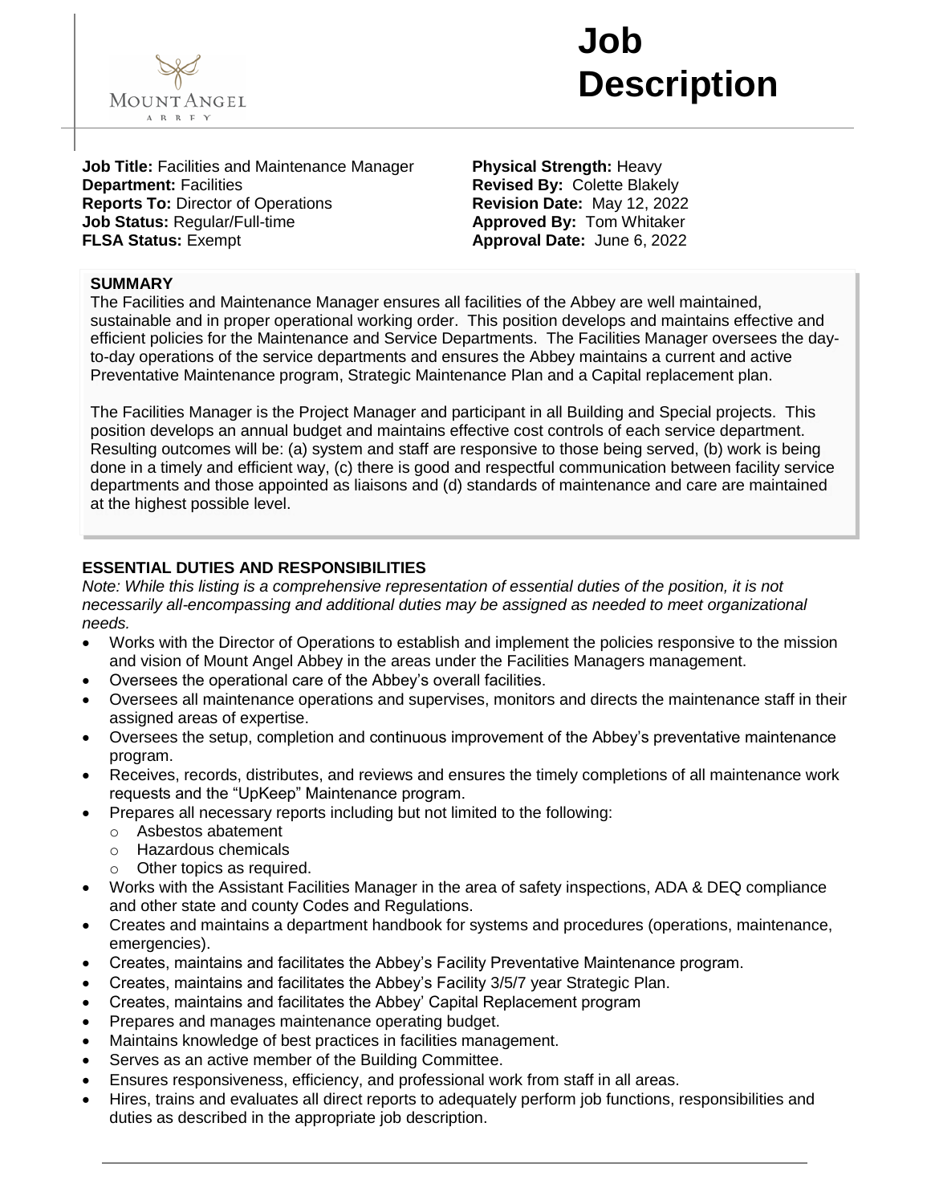# Job Description

**Job Title:** Facilities and Maintenance Manager
**Department:** Facilities
**Reports To:** Director of Operations
**Job Status:** Regular/Full-time
**FLSA Status:** Exempt

**Physical Strength:** Heavy
**Revised By:** Colette Blakely
**Revision Date:** May 12, 2022
**Approved By:** Tom Whitaker
**Approval Date:** June 6, 2022

## SUMMARY

The Facilities and Maintenance Manager ensures all facilities of the Abbey are well maintained, sustainable and in proper operational working order. This position develops and maintains effective and efficient policies for the Maintenance and Service Departments. The Facilities Manager oversees the day-to-day operations of the service departments and ensures the Abbey maintains a current and active Preventative Maintenance program, Strategic Maintenance Plan and a Capital replacement plan.

The Facilities Manager is the Project Manager and participant in all Building and Special projects. This position develops an annual budget and maintains effective cost controls of each service department. Resulting outcomes will be: (a) system and staff are responsive to those being served, (b) work is being done in a timely and efficient way, (c) there is good and respectful communication between facility service departments and those appointed as liaisons and (d) standards of maintenance and care are maintained at the highest possible level.

## ESSENTIAL DUTIES AND RESPONSIBILITIES

*Note: While this listing is a comprehensive representation of essential duties of the position, it is not necessarily all-encompassing and additional duties may be assigned as needed to meet organizational needs.*

- Works with the Director of Operations to establish and implement the policies responsive to the mission and vision of Mount Angel Abbey in the areas under the Facilities Managers management.
- Oversees the operational care of the Abbey's overall facilities.
- Oversees all maintenance operations and supervises, monitors and directs the maintenance staff in their assigned areas of expertise.
- Oversees the setup, completion and continuous improvement of the Abbey's preventative maintenance program.
- Receives, records, distributes, and reviews and ensures the timely completions of all maintenance work requests and the "UpKeep" Maintenance program.
- Prepares all necessary reports including but not limited to the following:
  - Asbestos abatement
  - Hazardous chemicals
  - Other topics as required.
- Works with the Assistant Facilities Manager in the area of safety inspections, ADA & DEQ compliance and other state and county Codes and Regulations.
- Creates and maintains a department handbook for systems and procedures (operations, maintenance, emergencies).
- Creates, maintains and facilitates the Abbey's Facility Preventative Maintenance program.
- Creates, maintains and facilitates the Abbey's Facility 3/5/7 year Strategic Plan.
- Creates, maintains and facilitates the Abbey' Capital Replacement program
- Prepares and manages maintenance operating budget.
- Maintains knowledge of best practices in facilities management.
- Serves as an active member of the Building Committee.
- Ensures responsiveness, efficiency, and professional work from staff in all areas.
- Hires, trains and evaluates all direct reports to adequately perform job functions, responsibilities and duties as described in the appropriate job description.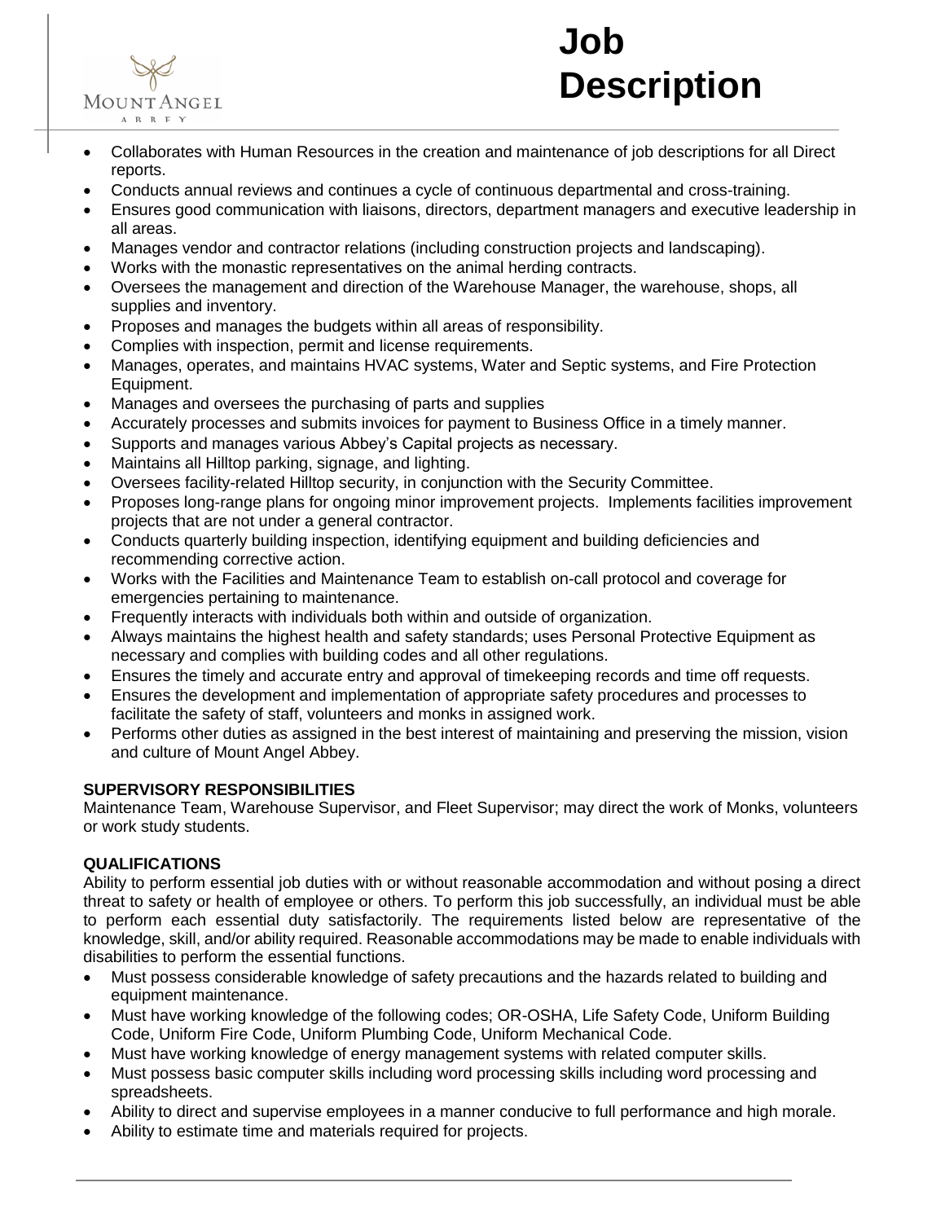- Collaborates with Human Resources in the creation and maintenance of job descriptions for all Direct reports.
- Conducts annual reviews and continues a cycle of continuous departmental and cross-training.
- Ensures good communication with liaisons, directors, department managers and executive leadership in all areas.
- Manages vendor and contractor relations (including construction projects and landscaping).
- Works with the monastic representatives on the animal herding contracts.
- Oversees the management and direction of the Warehouse Manager, the warehouse, shops, all supplies and inventory.
- Proposes and manages the budgets within all areas of responsibility.
- Complies with inspection, permit and license requirements.
- Manages, operates, and maintains HVAC systems, Water and Septic systems, and Fire Protection Equipment.
- Manages and oversees the purchasing of parts and supplies
- Accurately processes and submits invoices for payment to Business Office in a timely manner.
- Supports and manages various Abbey's Capital projects as necessary.
- Maintains all Hilltop parking, signage, and lighting.
- Oversees facility-related Hilltop security, in conjunction with the Security Committee.
- Proposes long-range plans for ongoing minor improvement projects. Implements facilities improvement projects that are not under a general contractor.
- Conducts quarterly building inspection, identifying equipment and building deficiencies and recommending corrective action.
- Works with the Facilities and Maintenance Team to establish on-call protocol and coverage for emergencies pertaining to maintenance.
- Frequently interacts with individuals both within and outside of organization.
- Always maintains the highest health and safety standards; uses Personal Protective Equipment as necessary and complies with building codes and all other regulations.
- Ensures the timely and accurate entry and approval of timekeeping records and time off requests.
- Ensures the development and implementation of appropriate safety procedures and processes to facilitate the safety of staff, volunteers and monks in assigned work.
- Performs other duties as assigned in the best interest of maintaining and preserving the mission, vision and culture of Mount Angel Abbey.

**SUPERVISORY RESPONSIBILITIES**

Maintenance Team, Warehouse Supervisor, and Fleet Supervisor; may direct the work of Monks, volunteers or work study students.

**QUALIFICATIONS**

Ability to perform essential job duties with or without reasonable accommodation and without posing a direct threat to safety or health of employee or others. To perform this job successfully, an individual must be able to perform each essential duty satisfactorily. The requirements listed below are representative of the knowledge, skill, and/or ability required. Reasonable accommodations may be made to enable individuals with disabilities to perform the essential functions.

- Must possess considerable knowledge of safety precautions and the hazards related to building and equipment maintenance.
- Must have working knowledge of the following codes; OR-OSHA, Life Safety Code, Uniform Building Code, Uniform Fire Code, Uniform Plumbing Code, Uniform Mechanical Code.
- Must have working knowledge of energy management systems with related computer skills.
- Must possess basic computer skills including word processing skills including word processing and spreadsheets.
- Ability to direct and supervise employees in a manner conducive to full performance and high morale.
- Ability to estimate time and materials required for projects.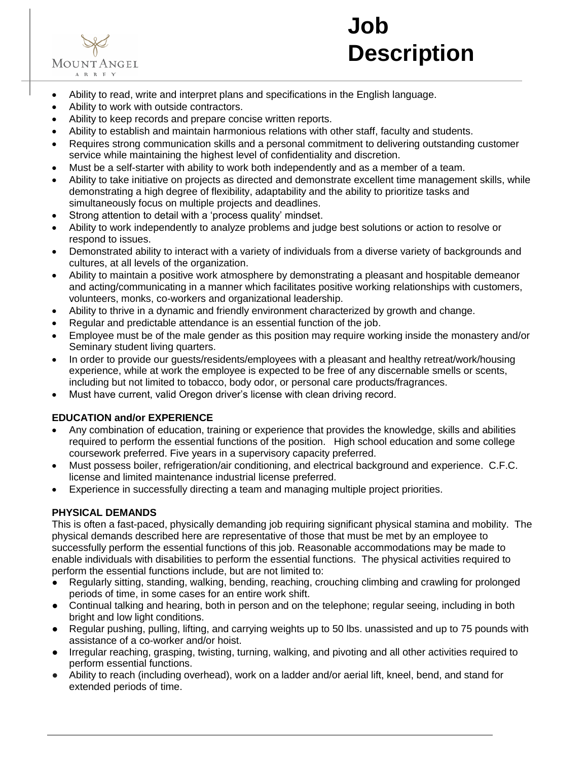- Ability to read, write and interpret plans and specifications in the English language.
- Ability to work with outside contractors.
- Ability to keep records and prepare concise written reports.
- Ability to establish and maintain harmonious relations with other staff, faculty and students.
- Requires strong communication skills and a personal commitment to delivering outstanding customer service while maintaining the highest level of confidentiality and discretion.
- Must be a self-starter with ability to work both independently and as a member of a team.
- Ability to take initiative on projects as directed and demonstrate excellent time management skills, while demonstrating a high degree of flexibility, adaptability and the ability to prioritize tasks and simultaneously focus on multiple projects and deadlines.
- Strong attention to detail with a 'process quality' mindset.
- Ability to work independently to analyze problems and judge best solutions or action to resolve or respond to issues.
- Demonstrated ability to interact with a variety of individuals from a diverse variety of backgrounds and cultures, at all levels of the organization.
- Ability to maintain a positive work atmosphere by demonstrating a pleasant and hospitable demeanor and acting/communicating in a manner which facilitates positive working relationships with customers, volunteers, monks, co-workers and organizational leadership.
- Ability to thrive in a dynamic and friendly environment characterized by growth and change.
- Regular and predictable attendance is an essential function of the job.
- Employee must be of the male gender as this position may require working inside the monastery and/or Seminary student living quarters.
- In order to provide our guests/residents/employees with a pleasant and healthy retreat/work/housing experience, while at work the employee is expected to be free of any discernable smells or scents, including but not limited to tobacco, body odor, or personal care products/fragrances.
- Must have current, valid Oregon driver's license with clean driving record.

**EDUCATION and/or EXPERIENCE**

- Any combination of education, training or experience that provides the knowledge, skills and abilities required to perform the essential functions of the position. High school education and some college coursework preferred. Five years in a supervisory capacity preferred.
- Must possess boiler, refrigeration/air conditioning, and electrical background and experience. C.F.C. license and limited maintenance industrial license preferred.
- Experience in successfully directing a team and managing multiple project priorities.

**PHYSICAL DEMANDS**

This is often a fast-paced, physically demanding job requiring significant physical stamina and mobility. The physical demands described here are representative of those that must be met by an employee to successfully perform the essential functions of this job. Reasonable accommodations may be made to enable individuals with disabilities to perform the essential functions. The physical activities required to perform the essential functions include, but are not limited to:

- Regularly sitting, standing, walking, bending, reaching, crouching climbing and crawling for prolonged periods of time, in some cases for an entire work shift.
- Continual talking and hearing, both in person and on the telephone; regular seeing, including in both bright and low light conditions.
- Regular pushing, pulling, lifting, and carrying weights up to 50 lbs. unassisted and up to 75 pounds with assistance of a co-worker and/or hoist.
- Irregular reaching, grasping, twisting, turning, walking, and pivoting and all other activities required to perform essential functions.
- Ability to reach (including overhead), work on a ladder and/or aerial lift, kneel, bend, and stand for extended periods of time.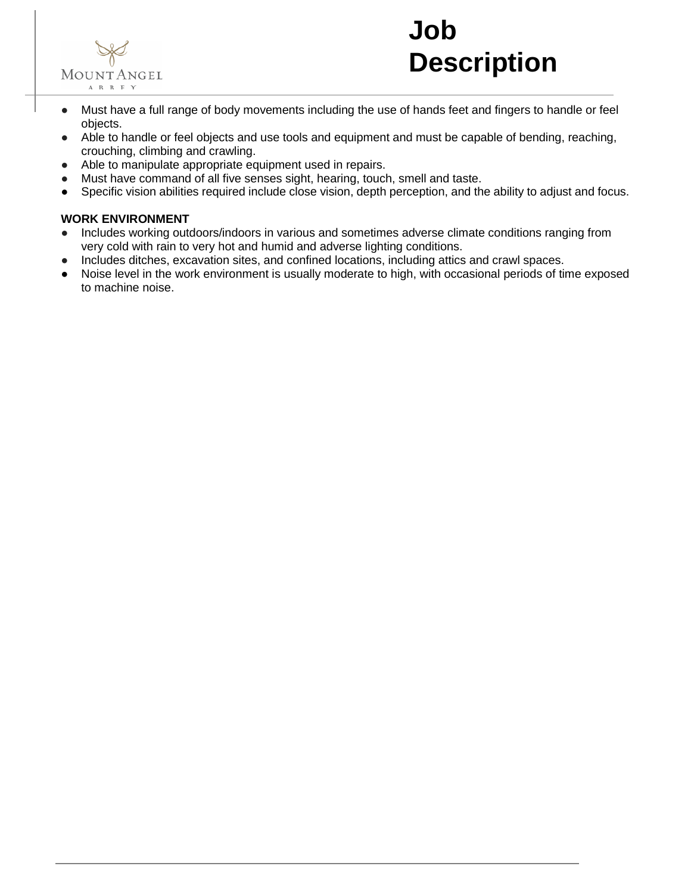- Must have a full range of body movements including the use of hands feet and fingers to handle or feel objects.
- Able to handle or feel objects and use tools and equipment and must be capable of bending, reaching, crouching, climbing and crawling.
- Able to manipulate appropriate equipment used in repairs.
- Must have command of all five senses sight, hearing, touch, smell and taste.
- Specific vision abilities required include close vision, depth perception, and the ability to adjust and focus.

**WORK ENVIRONMENT**

- Includes working outdoors/indoors in various and sometimes adverse climate conditions ranging from very cold with rain to very hot and humid and adverse lighting conditions.
- Includes ditches, excavation sites, and confined locations, including attics and crawl spaces.
- Noise level in the work environment is usually moderate to high, with occasional periods of time exposed to machine noise.